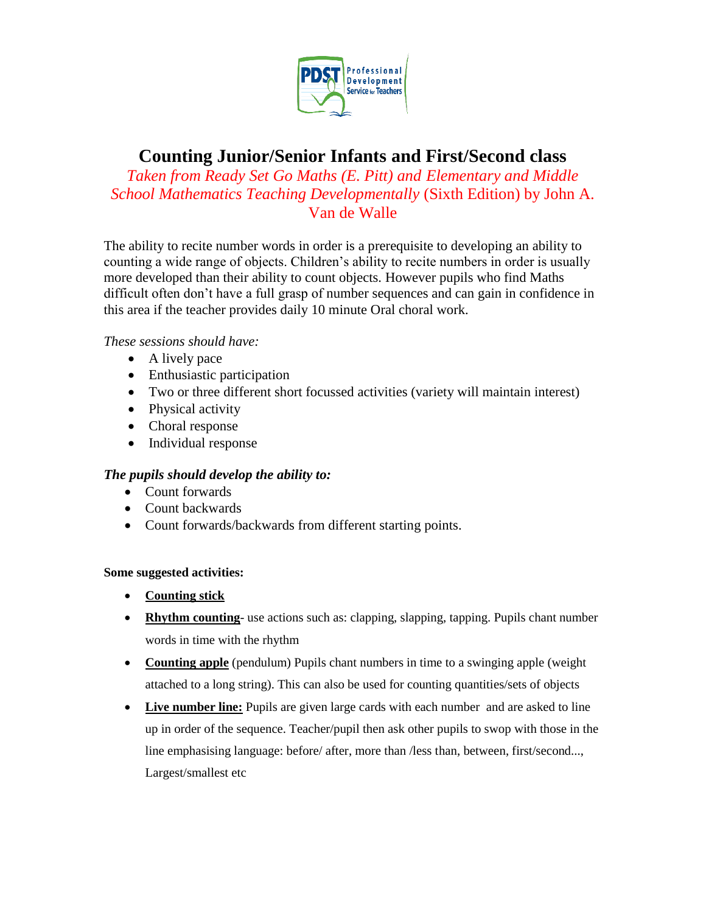# Counting Junior/Senior Infants and First/Second class

*Taken from Ready Set Go Maths (E. Pitt) and Elementary and Middle School Mathematics Teaching Developmentally* (Sixth Edition) by John A. Van de Walle

The ability to recite number words in order is a prerequisite to developing an ability to counting a wide range of objects. Children's ability to recite numbers in order is usually more developed than their ability to count objects. However pupils who find Maths difficult often don't have a full grasp of number sequences and can gain in confidence in this area if the teacher provides daily 10 minute Oral choral work.

*These sessions should have:*

- A lively pace
- Enthusiastic participation
- Two or three different short focussed activities (variety will maintain interest)
- Physical activity
- Choral response
- Individual response

***The pupils should develop the ability to:***

- Count forwards
- Count backwards
- Count forwards/backwards from different starting points.

**Some suggested activities:**

- **Counting stick**
- **Rhythm counting**- use actions such as: clapping, slapping, tapping. Pupils chant number words in time with the rhythm
- **Counting apple** (pendulum) Pupils chant numbers in time to a swinging apple (weight attached to a long string). This can also be used for counting quantities/sets of objects
- **Live number line:** Pupils are given large cards with each number and are asked to line up in order of the sequence. Teacher/pupil then ask other pupils to swop with those in the line emphasising language: before/ after, more than /less than, between, first/second..., Largest/smallest etc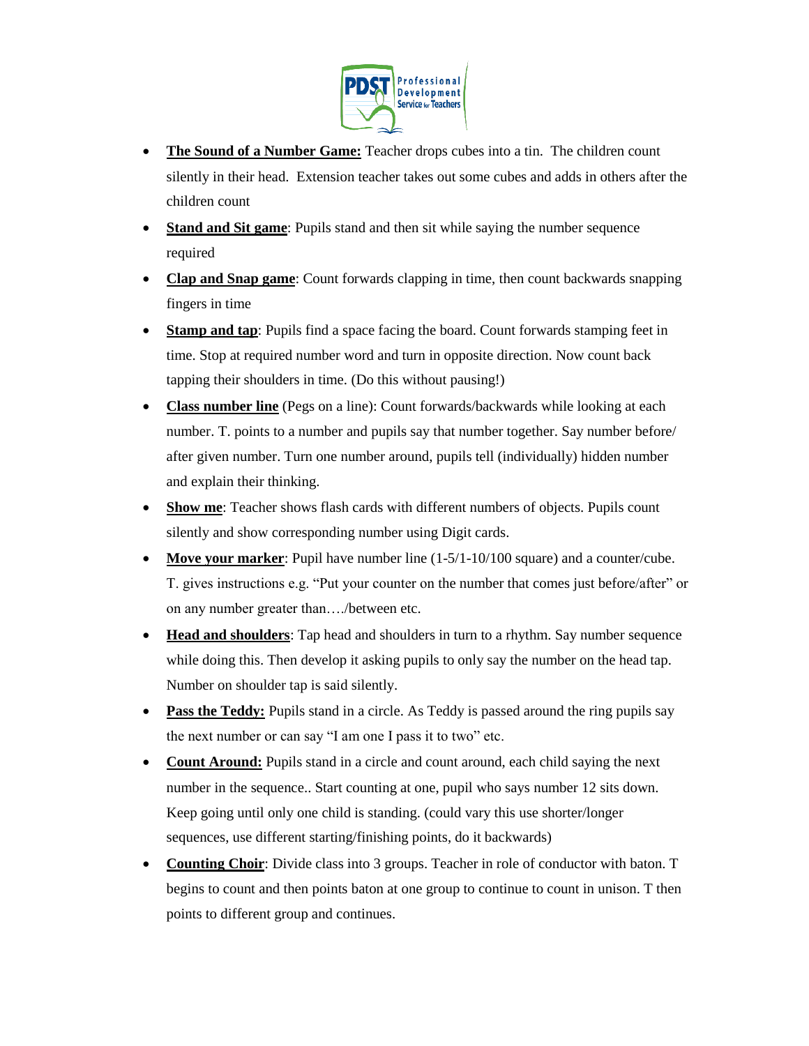- **The Sound of a Number Game:** Teacher drops cubes into a tin. The children count silently in their head. Extension teacher takes out some cubes and adds in others after the children count
- **Stand and Sit game**: Pupils stand and then sit while saying the number sequence required
- **Clap and Snap game**: Count forwards clapping in time, then count backwards snapping fingers in time
- **Stamp and tap**: Pupils find a space facing the board. Count forwards stamping feet in time. Stop at required number word and turn in opposite direction. Now count back tapping their shoulders in time. (Do this without pausing!)
- **Class number line** (Pegs on a line): Count forwards/backwards while looking at each number. T. points to a number and pupils say that number together. Say number before/ after given number. Turn one number around, pupils tell (individually) hidden number and explain their thinking.
- **Show me**: Teacher shows flash cards with different numbers of objects. Pupils count silently and show corresponding number using Digit cards.
- **Move your marker**: Pupil have number line (1-5/1-10/100 square) and a counter/cube. T. gives instructions e.g. "Put your counter on the number that comes just before/after" or on any number greater than…./between etc.
- **Head and shoulders**: Tap head and shoulders in turn to a rhythm. Say number sequence while doing this. Then develop it asking pupils to only say the number on the head tap. Number on shoulder tap is said silently.
- **Pass the Teddy:** Pupils stand in a circle. As Teddy is passed around the ring pupils say the next number or can say "I am one I pass it to two" etc.
- **Count Around:** Pupils stand in a circle and count around, each child saying the next number in the sequence.. Start counting at one, pupil who says number 12 sits down. Keep going until only one child is standing. (could vary this use shorter/longer sequences, use different starting/finishing points, do it backwards)
- **Counting Choir**: Divide class into 3 groups. Teacher in role of conductor with baton. T begins to count and then points baton at one group to continue to count in unison. T then points to different group and continues.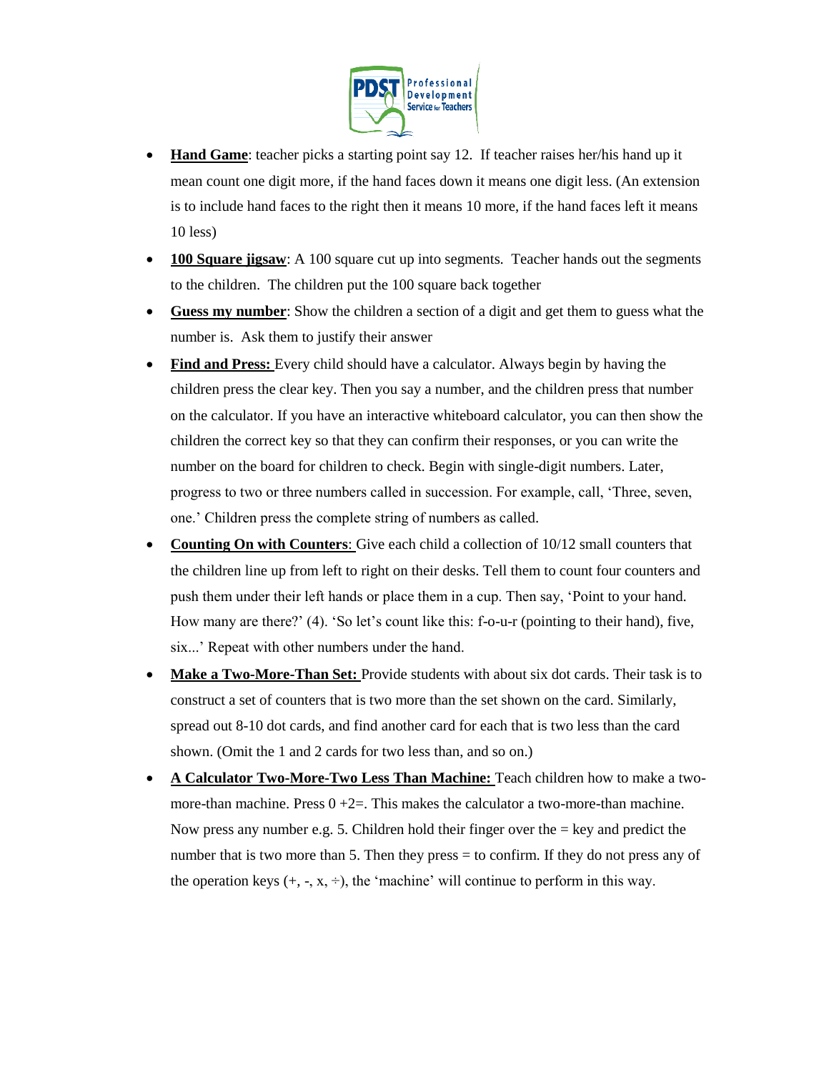- **Hand Game**: teacher picks a starting point say 12. If teacher raises her/his hand up it mean count one digit more, if the hand faces down it means one digit less. (An extension is to include hand faces to the right then it means 10 more, if the hand faces left it means 10 less)
- **100 Square jigsaw**: A 100 square cut up into segments. Teacher hands out the segments to the children. The children put the 100 square back together
- **Guess my number**: Show the children a section of a digit and get them to guess what the number is. Ask them to justify their answer
- **Find and Press:** Every child should have a calculator. Always begin by having the children press the clear key. Then you say a number, and the children press that number on the calculator. If you have an interactive whiteboard calculator, you can then show the children the correct key so that they can confirm their responses, or you can write the number on the board for children to check. Begin with single-digit numbers. Later, progress to two or three numbers called in succession. For example, call, 'Three, seven, one.' Children press the complete string of numbers as called.
- **Counting On with Counters**: Give each child a collection of 10/12 small counters that the children line up from left to right on their desks. Tell them to count four counters and push them under their left hands or place them in a cup. Then say, 'Point to your hand. How many are there?' (4). 'So let's count like this: f-o-u-r (pointing to their hand), five, six...' Repeat with other numbers under the hand.
- **Make a Two-More-Than Set:** Provide students with about six dot cards. Their task is to construct a set of counters that is two more than the set shown on the card. Similarly, spread out 8-10 dot cards, and find another card for each that is two less than the card shown. (Omit the 1 and 2 cards for two less than, and so on.)
- **A Calculator Two-More-Two Less Than Machine:** Teach children how to make a two-more-than machine. Press 0 +2=. This makes the calculator a two-more-than machine. Now press any number e.g. 5. Children hold their finger over the = key and predict the number that is two more than 5. Then they press = to confirm. If they do not press any of the operation keys (+, -, x, ÷), the 'machine' will continue to perform in this way.